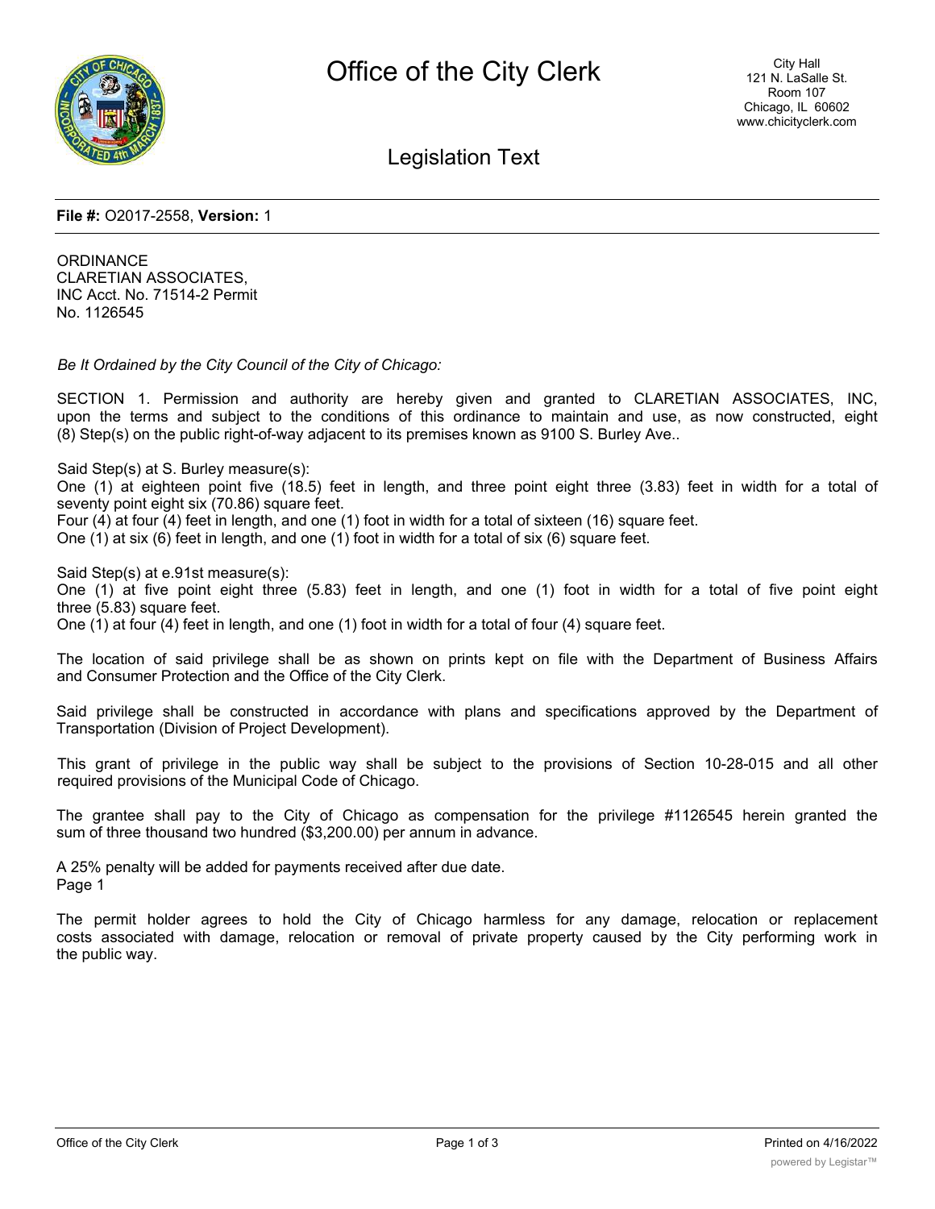# Office of the City Clerk

City Hall
121 N. LaSalle St.
Room 107
Chicago, IL 60602
www.chicityclerk.com

## Legislation Text

**File #:** O2017-2558, **Version:** 1

ORDINANCE
CLARETIAN ASSOCIATES, INC Acct. No. 71514-2 Permit No. 1126545

*Be It Ordained by the City Council of the City of Chicago:*

SECTION 1. Permission and authority are hereby given and granted to CLARETIAN ASSOCIATES, INC, upon the terms and subject to the conditions of this ordinance to maintain and use, as now constructed, eight (8) Step(s) on the public right-of-way adjacent to its premises known as 9100 S. Burley Ave..

Said Step(s) at S. Burley measure(s):
One (1) at eighteen point five (18.5) feet in length, and three point eight three (3.83) feet in width for a total of seventy point eight six (70.86) square feet.
Four (4) at four (4) feet in length, and one (1) foot in width for a total of sixteen (16) square feet.
One (1) at six (6) feet in length, and one (1) foot in width for a total of six (6) square feet.

Said Step(s) at e.91st measure(s):
One (1) at five point eight three (5.83) feet in length, and one (1) foot in width for a total of five point eight three (5.83) square feet.
One (1) at four (4) feet in length, and one (1) foot in width for a total of four (4) square feet.

The location of said privilege shall be as shown on prints kept on file with the Department of Business Affairs and Consumer Protection and the Office of the City Clerk.

Said privilege shall be constructed in accordance with plans and specifications approved by the Department of Transportation (Division of Project Development).

This grant of privilege in the public way shall be subject to the provisions of Section 10-28-015 and all other required provisions of the Municipal Code of Chicago.

The grantee shall pay to the City of Chicago as compensation for the privilege #1126545 herein granted the sum of three thousand two hundred ($3,200.00) per annum in advance.

A 25% penalty will be added for payments received after due date.
Page 1

The permit holder agrees to hold the City of Chicago harmless for any damage, relocation or replacement costs associated with damage, relocation or removal of private property caused by the City performing work in the public way.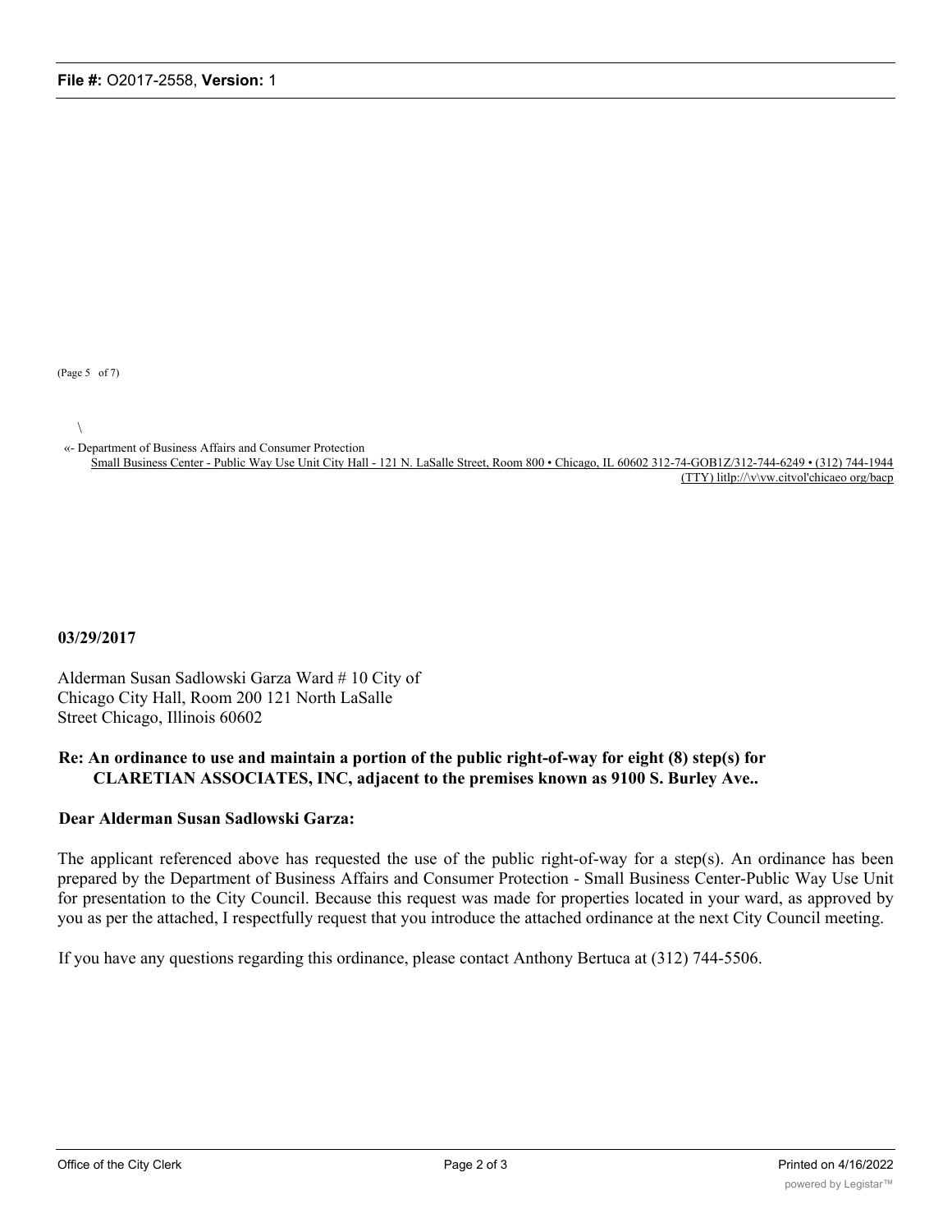(Page 5 of 7)

\

«- Department of Business Affairs and Consumer Protection

Small Business Center - Public Way Use Unit City Hall - 121 N. LaSalle Street, Room 800 • Chicago, IL 60602 312-74-GOB1Z/312-744-6249 • (312) 744-1944 (TTY) litlp://\v\vw.citvol'chicaeo org/bacp

**03/29/2017**

Alderman Susan Sadlowski Garza Ward # 10 City of Chicago City Hall, Room 200 121 North LaSalle Street Chicago, Illinois 60602

**Re: An ordinance to use and maintain a portion of the public right-of-way for eight (8) step(s) for CLARETIAN ASSOCIATES, INC, adjacent to the premises known as 9100 S. Burley Ave..**

**Dear Alderman Susan Sadlowski Garza:**

The applicant referenced above has requested the use of the public right-of-way for a step(s). An ordinance has been prepared by the Department of Business Affairs and Consumer Protection - Small Business Center-Public Way Use Unit for presentation to the City Council. Because this request was made for properties located in your ward, as approved by you as per the attached, I respectfully request that you introduce the attached ordinance at the next City Council meeting.

If you have any questions regarding this ordinance, please contact Anthony Bertuca at (312) 744-5506.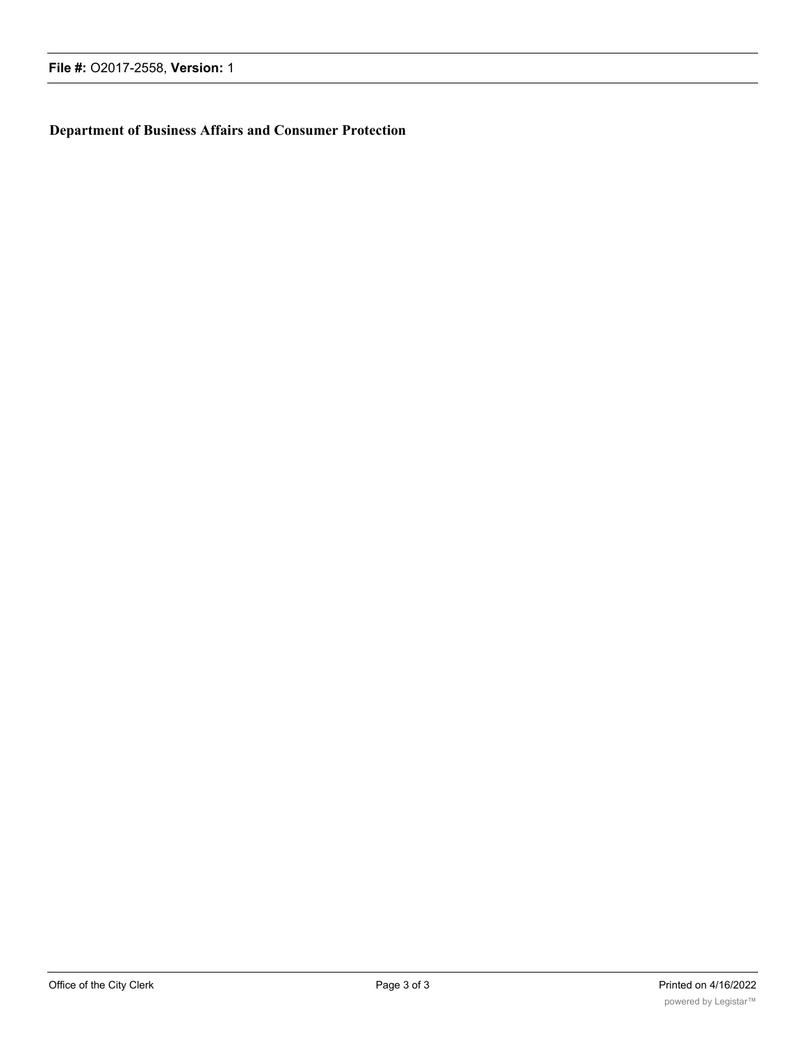**Department of Business Affairs and Consumer Protection**